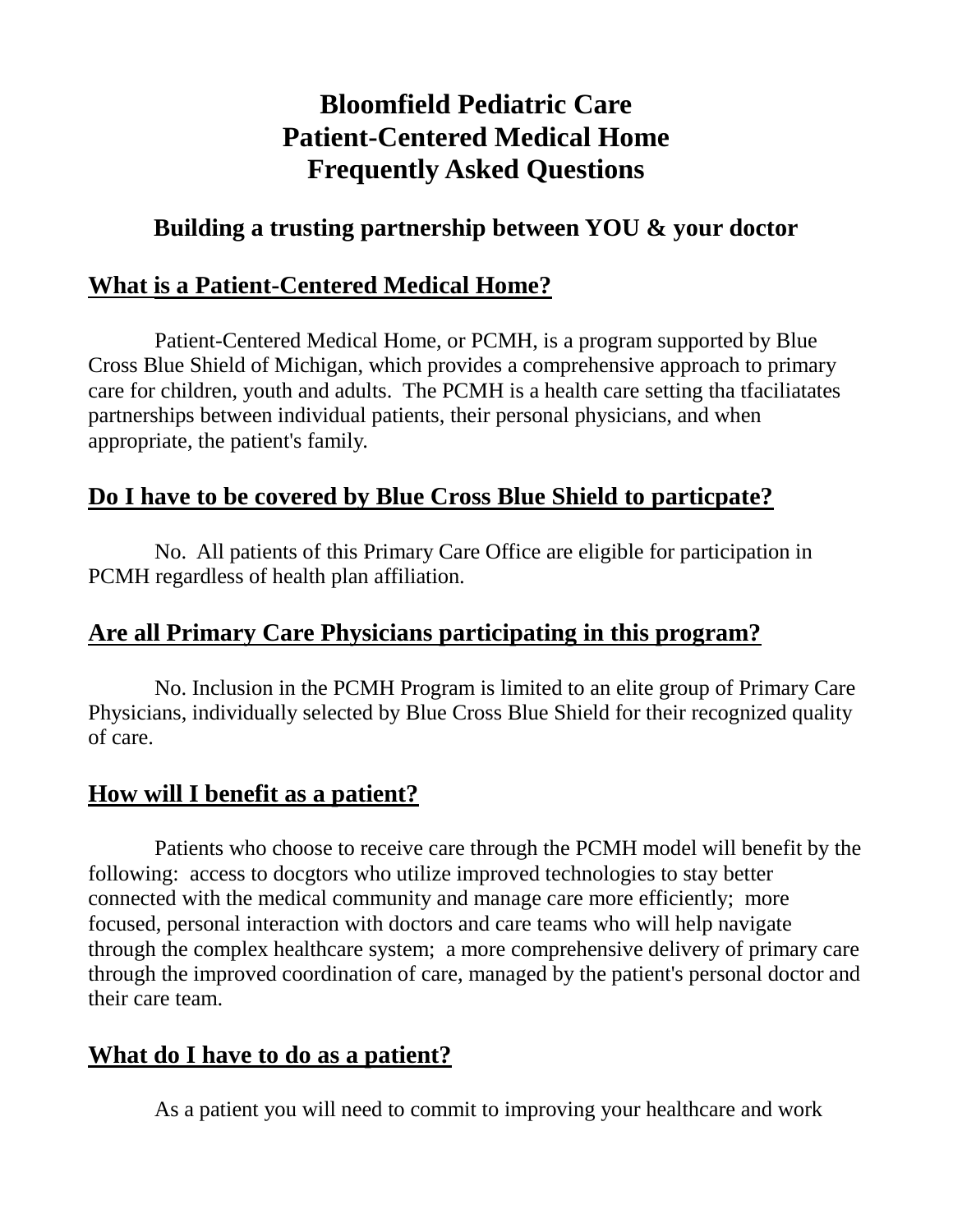# Bloomfield Pediatric Care
# Patient-Centered Medical Home
# Frequently Asked Questions

### Building a trusting partnership between YOU & your doctor

## What is a Patient-Centered Medical Home?

Patient-Centered Medical Home, or PCMH, is a program supported by Blue Cross Blue Shield of Michigan, which provides a comprehensive approach to primary care for children, youth and adults. The PCMH is a health care setting tha tfaciliatates partnerships between individual patients, their personal physicians, and when appropriate, the patient's family.

## Do I have to be covered by Blue Cross Blue Shield to particpate?

No. All patients of this Primary Care Office are eligible for participation in PCMH regardless of health plan affiliation.

## Are all Primary Care Physicians participating in this program?

No. Inclusion in the PCMH Program is limited to an elite group of Primary Care Physicians, individually selected by Blue Cross Blue Shield for their recognized quality of care.

## How will I benefit as a patient?

Patients who choose to receive care through the PCMH model will benefit by the following: access to docgtors who utilize improved technologies to stay better connected with the medical community and manage care more efficiently; more focused, personal interaction with doctors and care teams who will help navigate through the complex healthcare system; a more comprehensive delivery of primary care through the improved coordination of care, managed by the patient's personal doctor and their care team.

## What do I have to do as a patient?

As a patient you will need to commit to improving your healthcare and work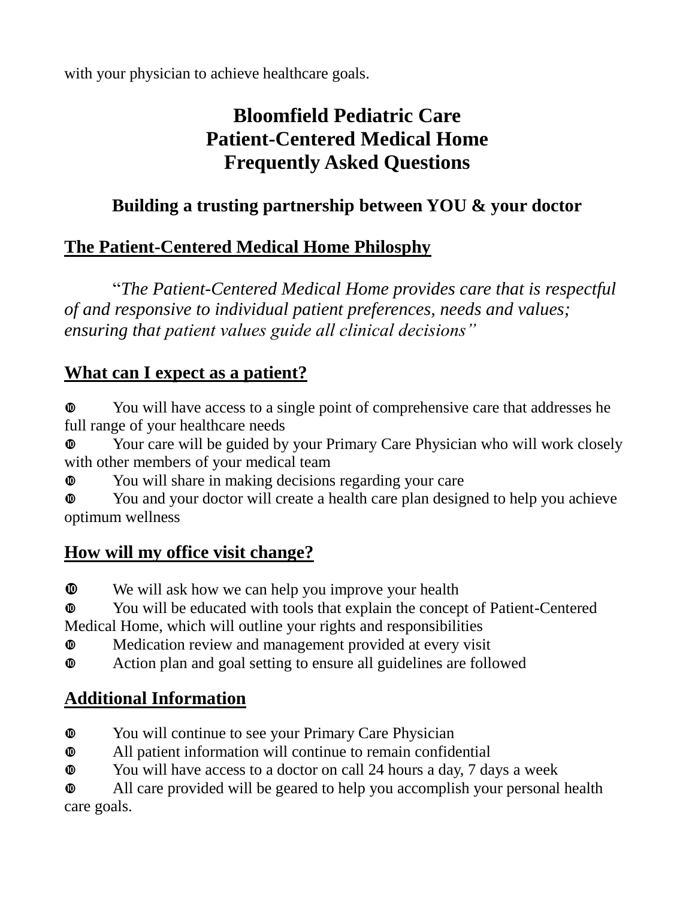with your physician to achieve healthcare goals.

# Bloomfield Pediatric Care
# Patient-Centered Medical Home
# Frequently Asked Questions

## Building a trusting partnership between YOU & your doctor

## The Patient-Centered Medical Home Philosphy

"*The Patient-Centered Medical Home provides care that is respectful of and responsive to individual patient preferences, needs and values; ensuring that patient values guide all clinical decisions"*

## What can I expect as a patient?

- You will have access to a single point of comprehensive care that addresses he full range of your healthcare needs
- Your care will be guided by your Primary Care Physician who will work closely with other members of your medical team
- You will share in making decisions regarding your care
- You and your doctor will create a health care plan designed to help you achieve optimum wellness

## How will my office visit change?

- We will ask how we can help you improve your health
- You will be educated with tools that explain the concept of Patient-Centered Medical Home, which will outline your rights and responsibilities
- Medication review and management provided at every visit
- Action plan and goal setting to ensure all guidelines are followed

## Additional Information

- You will continue to see your Primary Care Physician
- All patient information will continue to remain confidential
- You will have access to a doctor on call 24 hours a day, 7 days a week
- All care provided will be geared to help you accomplish your personal health care goals.